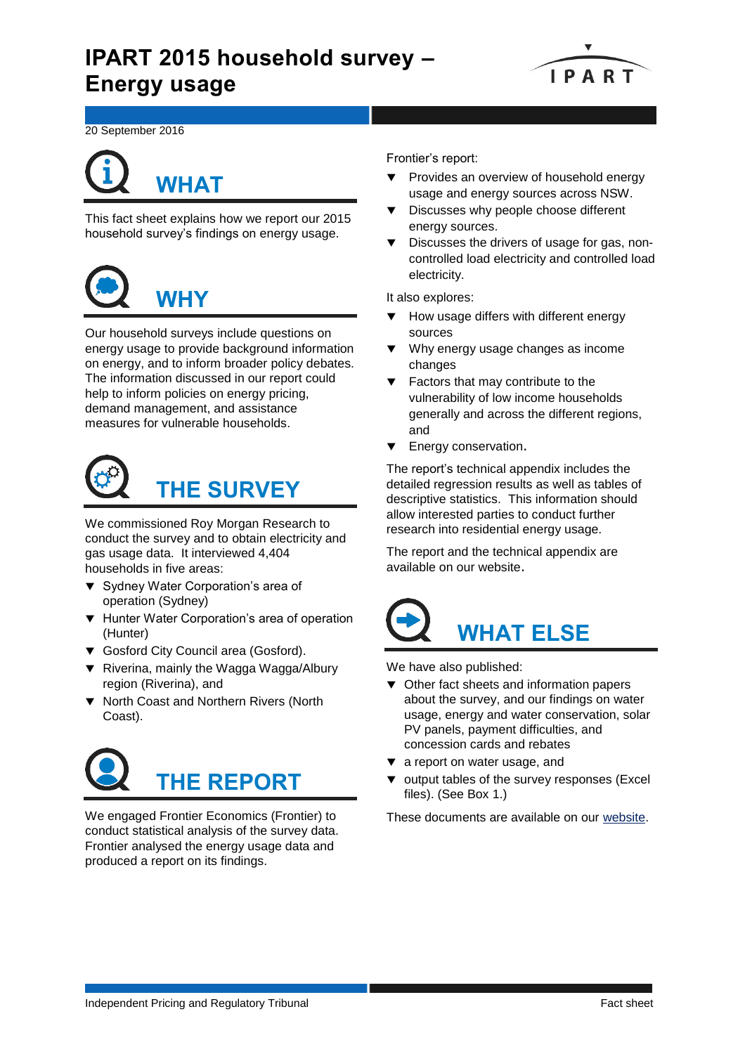# IPART 2015 household survey – Energy usage

20 September 2016

## WHAT

This fact sheet explains how we report our 2015 household survey's findings on energy usage.

## WHY

Our household surveys include questions on energy usage to provide background information on energy, and to inform broader policy debates. The information discussed in our report could help to inform policies on energy pricing, demand management, and assistance measures for vulnerable households.

## THE SURVEY

We commissioned Roy Morgan Research to conduct the survey and to obtain electricity and gas usage data. It interviewed 4,404 households in five areas:

- Sydney Water Corporation's area of operation (Sydney)
- Hunter Water Corporation's area of operation (Hunter)
- Gosford City Council area (Gosford).
- Riverina, mainly the Wagga Wagga/Albury region (Riverina), and
- North Coast and Northern Rivers (North Coast).

## THE REPORT

We engaged Frontier Economics (Frontier) to conduct statistical analysis of the survey data. Frontier analysed the energy usage data and produced a report on its findings.

Frontier's report:

- Provides an overview of household energy usage and energy sources across NSW.
- Discusses why people choose different energy sources.
- Discusses the drivers of usage for gas, non-controlled load electricity and controlled load electricity.

It also explores:

- How usage differs with different energy sources
- Why energy usage changes as income changes
- Factors that may contribute to the vulnerability of low income households generally and across the different regions, and
- Energy conservation.

The report's technical appendix includes the detailed regression results as well as tables of descriptive statistics. This information should allow interested parties to conduct further research into residential energy usage.

The report and the technical appendix are available on our website.

## WHAT ELSE

We have also published:

- Other fact sheets and information papers about the survey, and our findings on water usage, energy and water conservation, solar PV panels, payment difficulties, and concession cards and rebates
- a report on water usage, and
- output tables of the survey responses (Excel files). (See Box 1.)

These documents are available on our website.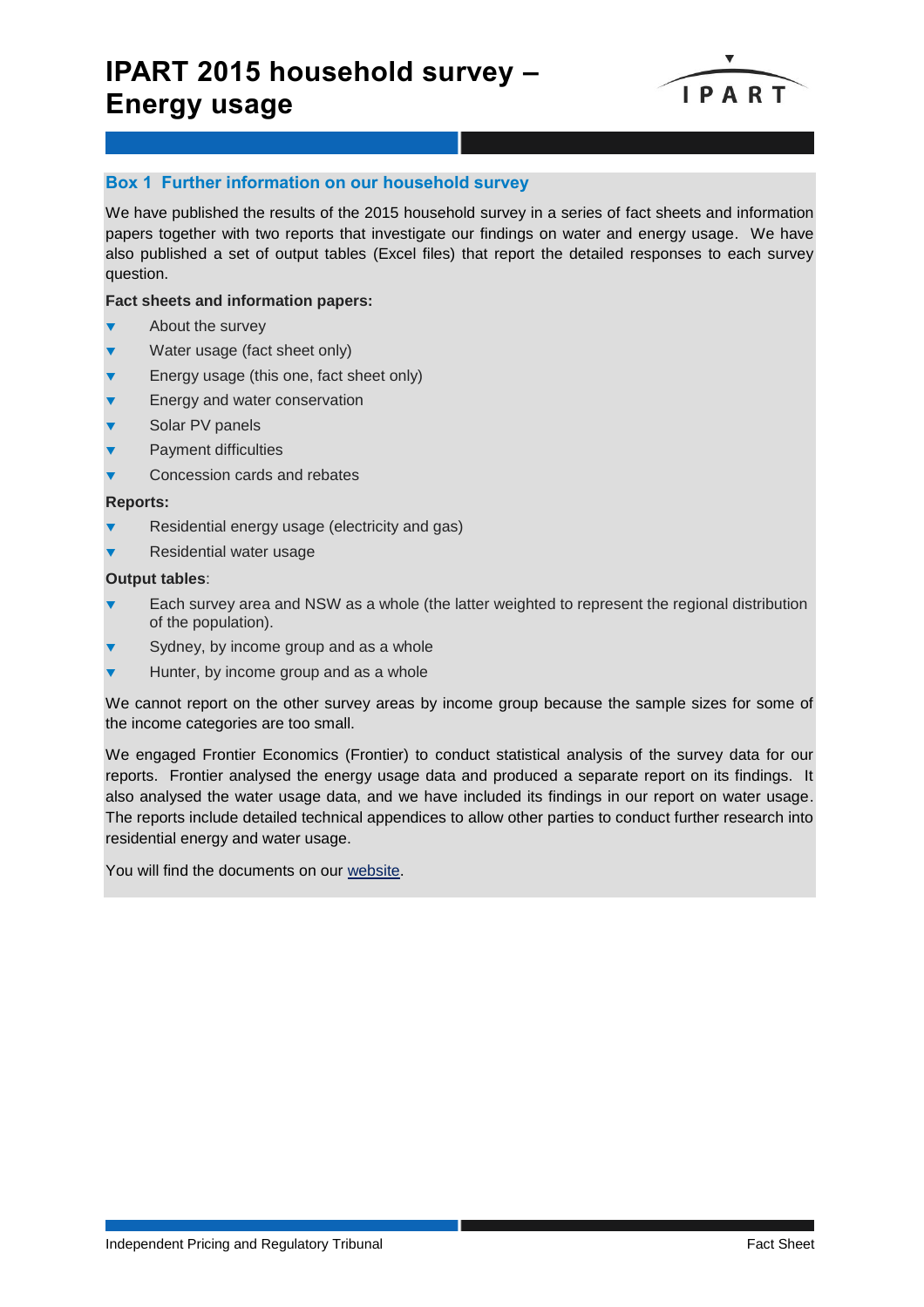### Box 1 Further information on our household survey

We have published the results of the 2015 household survey in a series of fact sheets and information papers together with two reports that investigate our findings on water and energy usage. We have also published a set of output tables (Excel files) that report the detailed responses to each survey question.

**Fact sheets and information papers:**

- About the survey
- Water usage (fact sheet only)
- Energy usage (this one, fact sheet only)
- Energy and water conservation
- Solar PV panels
- Payment difficulties
- Concession cards and rebates

**Reports:**

- Residential energy usage (electricity and gas)
- Residential water usage

**Output tables**:

- Each survey area and NSW as a whole (the latter weighted to represent the regional distribution of the population).
- Sydney, by income group and as a whole
- Hunter, by income group and as a whole

We cannot report on the other survey areas by income group because the sample sizes for some of the income categories are too small.

We engaged Frontier Economics (Frontier) to conduct statistical analysis of the survey data for our reports. Frontier analysed the energy usage data and produced a separate report on its findings. It also analysed the water usage data, and we have included its findings in our report on water usage. The reports include detailed technical appendices to allow other parties to conduct further research into residential energy and water usage.

You will find the documents on our website.